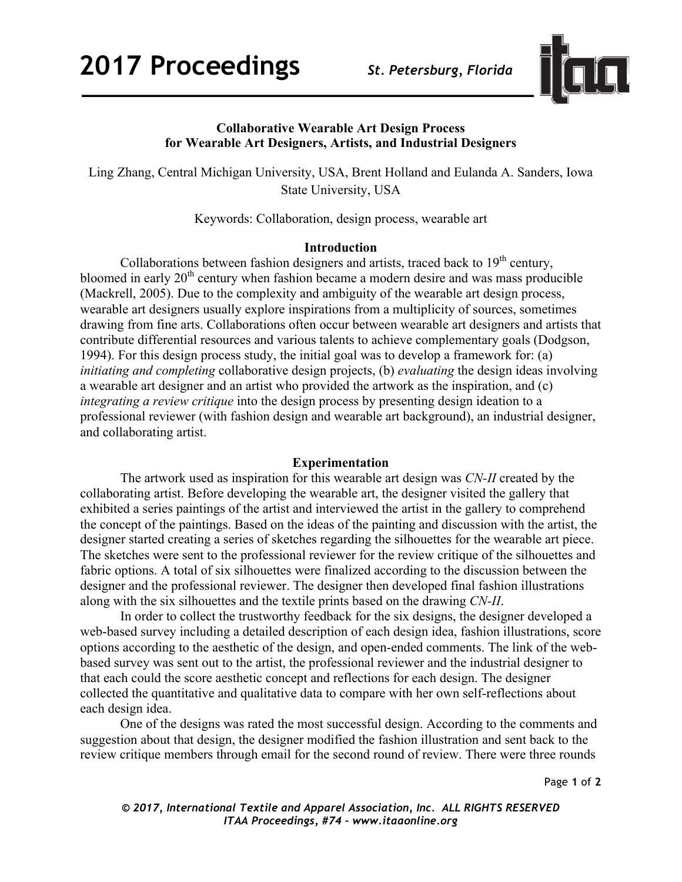# Collaborative Wearable Art Design Process for Wearable Art Designers, Artists, and Industrial Designers

Ling Zhang, Central Michigan University, USA, Brent Holland and Eulanda A. Sanders, Iowa State University, USA

Keywords: Collaboration, design process, wearable art

## Introduction

Collaborations between fashion designers and artists, traced back to 19th century, bloomed in early 20th century when fashion became a modern desire and was mass producible (Mackrell, 2005). Due to the complexity and ambiguity of the wearable art design process, wearable art designers usually explore inspirations from a multiplicity of sources, sometimes drawing from fine arts. Collaborations often occur between wearable art designers and artists that contribute differential resources and various talents to achieve complementary goals (Dodgson, 1994). For this design process study, the initial goal was to develop a framework for: (a) *initiating and completing* collaborative design projects, (b) *evaluating* the design ideas involving a wearable art designer and an artist who provided the artwork as the inspiration, and (c) *integrating a review critique* into the design process by presenting design ideation to a professional reviewer (with fashion design and wearable art background), an industrial designer, and collaborating artist.

## Experimentation

The artwork used as inspiration for this wearable art design was *CN-II* created by the collaborating artist. Before developing the wearable art, the designer visited the gallery that exhibited a series paintings of the artist and interviewed the artist in the gallery to comprehend the concept of the paintings. Based on the ideas of the painting and discussion with the artist, the designer started creating a series of sketches regarding the silhouettes for the wearable art piece. The sketches were sent to the professional reviewer for the review critique of the silhouettes and fabric options. A total of six silhouettes were finalized according to the discussion between the designer and the professional reviewer. The designer then developed final fashion illustrations along with the six silhouettes and the textile prints based on the drawing *CN-II*.

In order to collect the trustworthy feedback for the six designs, the designer developed a web-based survey including a detailed description of each design idea, fashion illustrations, score options according to the aesthetic of the design, and open-ended comments. The link of the web-based survey was sent out to the artist, the professional reviewer and the industrial designer to that each could the score aesthetic concept and reflections for each design. The designer collected the quantitative and qualitative data to compare with her own self-reflections about each design idea.

One of the designs was rated the most successful design. According to the comments and suggestion about that design, the designer modified the fashion illustration and sent back to the review critique members through email for the second round of review. There were three rounds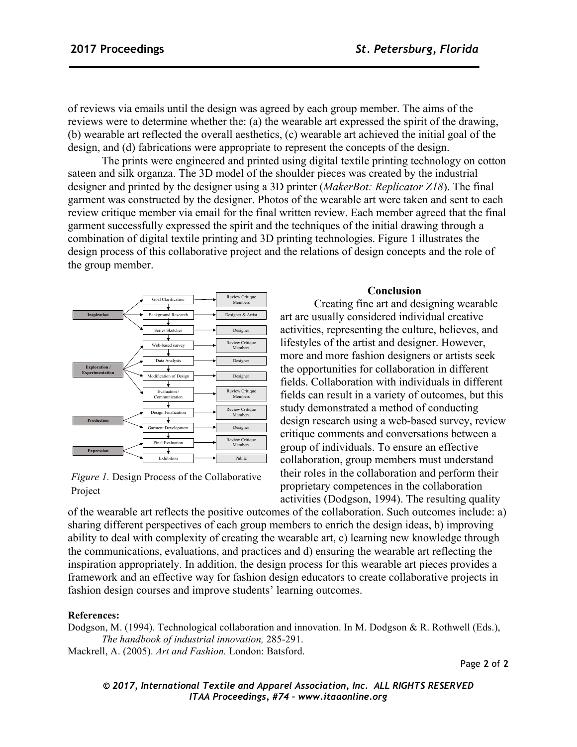of reviews via emails until the design was agreed by each group member. The aims of the reviews were to determine whether the: (a) the wearable art expressed the spirit of the drawing, (b) wearable art reflected the overall aesthetics, (c) wearable art achieved the initial goal of the design, and (d) fabrications were appropriate to represent the concepts of the design.

The prints were engineered and printed using digital textile printing technology on cotton sateen and silk organza. The 3D model of the shoulder pieces was created by the industrial designer and printed by the designer using a 3D printer (*MakerBot: Replicator Z18*). The final garment was constructed by the designer. Photos of the wearable art were taken and sent to each review critique member via email for the final written review. Each member agreed that the final garment successfully expressed the spirit and the techniques of the initial drawing through a combination of digital textile printing and 3D printing technologies. Figure 1 illustrates the design process of this collaborative project and the relations of design concepts and the role of the group member.

Inspiration
Goal Clarification → Review Critique Members
Background Research → Designer & Artist
Series Sketches → Designer
Exploration / Experimentation
Web-based survey → Review Critique Members
Data Analysis → Designer
Modification of Design → Designer
Evaluation / Communication → Review Critique Members
Production
Design Finalization → Review Critique Members
Garment Development → Designer
Expression
Final Evaluation → Review Critique Members
Exhibition → Public

*Figure 1.* Design Process of the Collaborative Project

## Conclusion

Creating fine art and designing wearable art are usually considered individual creative activities, representing the culture, believes, and lifestyles of the artist and designer. However, more and more fashion designers or artists seek the opportunities for collaboration in different fields. Collaboration with individuals in different fields can result in a variety of outcomes, but this study demonstrated a method of conducting design research using a web-based survey, review critique comments and conversations between a group of individuals. To ensure an effective collaboration, group members must understand their roles in the collaboration and perform their proprietary competences in the collaboration activities (Dodgson, 1994). The resulting quality of the wearable art reflects the positive outcomes of the collaboration. Such outcomes include: a) sharing different perspectives of each group members to enrich the design ideas, b) improving ability to deal with complexity of creating the wearable art, c) learning new knowledge through the communications, evaluations, and practices and d) ensuring the wearable art reflecting the inspiration appropriately. In addition, the design process for this wearable art pieces provides a framework and an effective way for fashion design educators to create collaborative projects in fashion design courses and improve students' learning outcomes.

**References:**

Dodgson, M. (1994). Technological collaboration and innovation. In M. Dodgson & R. Rothwell (Eds.), *The handbook of industrial innovation,* 285-291.

Mackrell, A. (2005). *Art and Fashion.* London: Batsford.